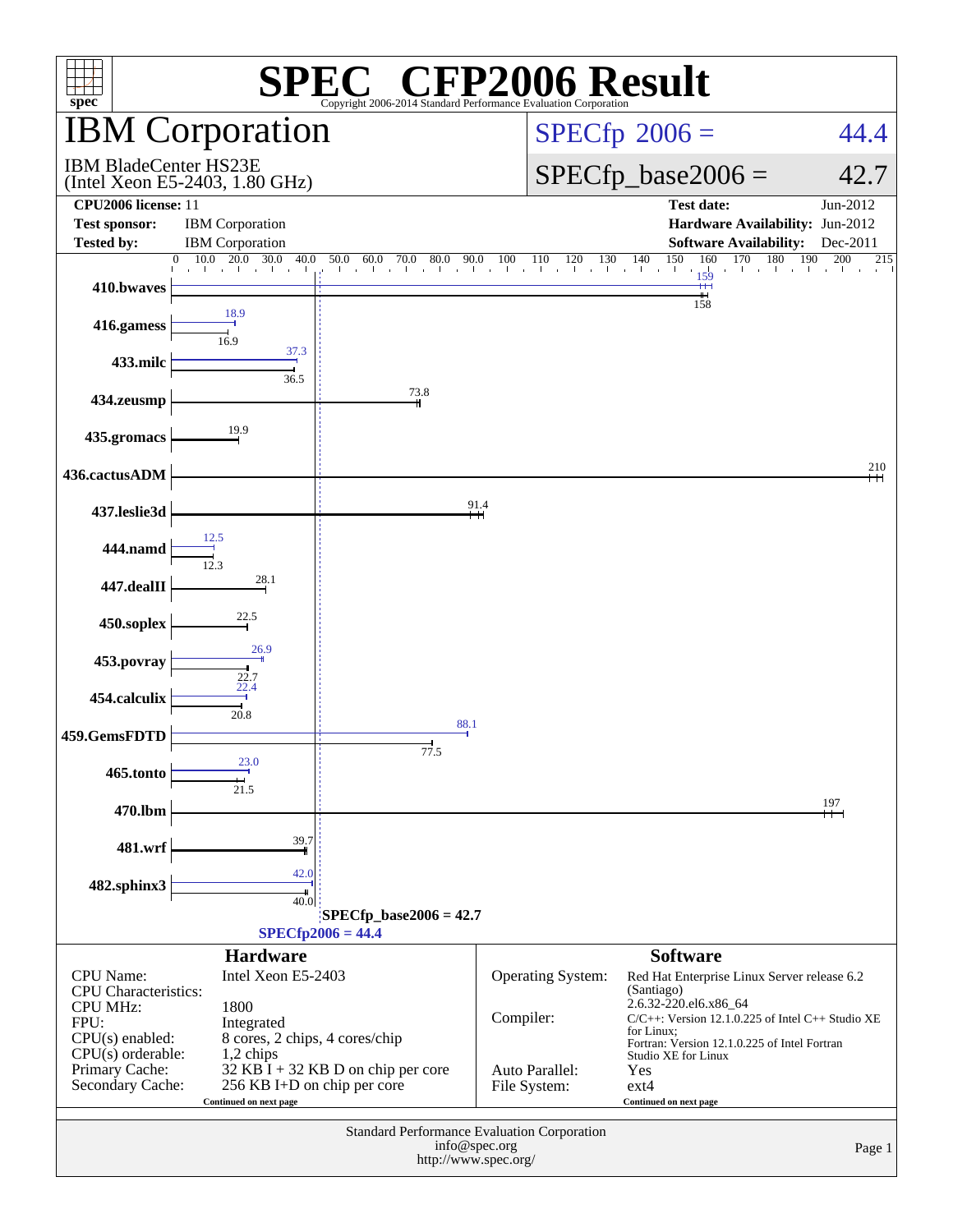# SPEC CFP2006 Result

Copyright 2006-2014 Standard Performance Evaluation Corporation

## IBM Corporation

IBM BladeCenter HS23E
(Intel Xeon E5-2403, 1.80 GHz)

SPECfp 2006 = 44.4

SPECfp_base2006 = 42.7

| | | | |
|---|---|---|---|
| **CPU2006 license:** | 11 | **Test date:** | Jun-2012 |
| **Test sponsor:** | IBM Corporation | **Hardware Availability:** | Jun-2012 |
| **Tested by:** | IBM Corporation | **Software Availability:** | Dec-2011 |

0 10.0 20.0 30.0 40.0 50.0 60.0 70.0 80.0 90.0 100 110 120 130 140 150 160 170 180 190 200 215

410.bwaves 159 158
416.gamess 18.9 16.9
433.milc 37.3 36.5
434.zeusmp 73.8
435.gromacs 19.9
436.cactusADM 210
437.leslie3d 91.4
444.namd 12.5 12.3
447.dealII 28.1
450.soplex 22.5
453.povray 26.9 22.7
454.calculix 22.4 20.8
459.GemsFDTD 88.1 77.5
465.tonto 23.0 21.5
470.lbm 197
481.wrf 39.7
482.sphinx3 42.0 40.0

SPECfp_base2006 = 42.7

SPECfp2006 = 44.4

### Hardware

| | |
|---|---|
| CPU Name: | Intel Xeon E5-2403 |
| CPU Characteristics: | |
| CPU MHz: | 1800 |
| FPU: | Integrated |
| CPU(s) enabled: | 8 cores, 2 chips, 4 cores/chip |
| CPU(s) orderable: | 1,2 chips |
| Primary Cache: | 32 KB I + 32 KB D on chip per core |
| Secondary Cache: | 256 KB I+D on chip per core |

Continued on next page

### Software

| | |
|---|---|
| Operating System: | Red Hat Enterprise Linux Server release 6.2 (Santiago) 2.6.32-220.el6.x86_64 |
| Compiler: | C/C++: Version 12.1.0.225 of Intel C++ Studio XE for Linux; Fortran: Version 12.1.0.225 of Intel Fortran Studio XE for Linux |
| Auto Parallel: | Yes |
| File System: | ext4 |

Continued on next page

Standard Performance Evaluation Corporation
info@spec.org
http://www.spec.org/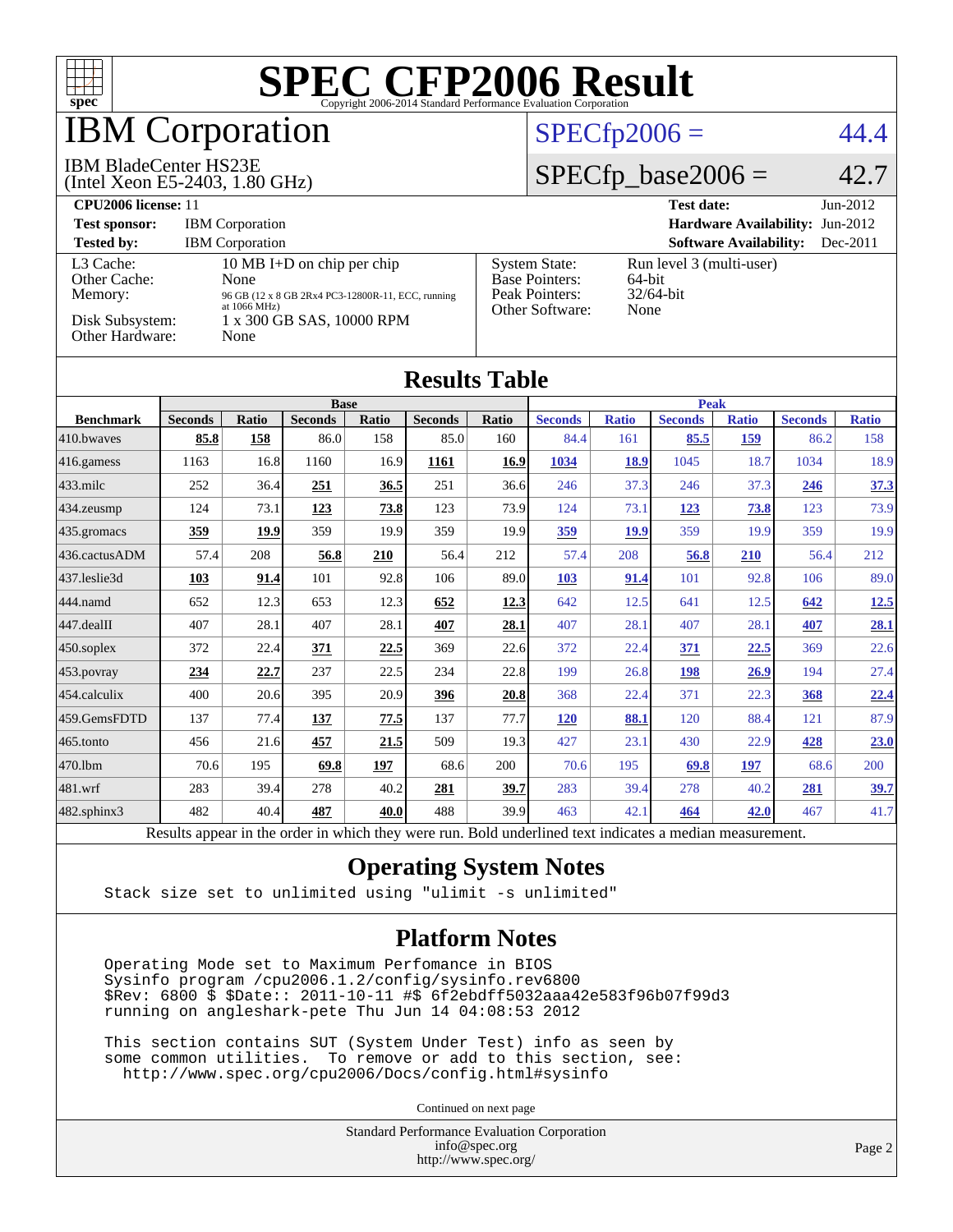# SPEC CFP2006 Result

Copyright 2006-2014 Standard Performance Evaluation Corporation

# IBM Corporation

IBM BladeCenter HS23E
(Intel Xeon E5-2403, 1.80 GHz)

SPECfp2006 = 44.4

SPECfp_base2006 = 42.7

| | | | |
|---|---|---|---|
| **CPU2006 license:** 11 | | **Test date:** | Jun-2012 |
| **Test sponsor:** | IBM Corporation | **Hardware Availability:** | Jun-2012 |
| **Tested by:** | IBM Corporation | **Software Availability:** | Dec-2011 |

| | | | |
|---|---|---|---|
| L3 Cache: | 10 MB I+D on chip per chip | System State: | Run level 3 (multi-user) |
| Other Cache: | None | Base Pointers: | 64-bit |
| Memory: | 96 GB (12 x 8 GB 2Rx4 PC3-12800R-11, ECC, running at 1066 MHz) | Peak Pointers: | 32/64-bit |
| Disk Subsystem: | 1 x 300 GB SAS, 10000 RPM | Other Software: | None |
| Other Hardware: | None | | |

## Results Table

| | Base | | | | | | Peak | | | | | |
|---|---|---|---|---|---|---|---|---|---|---|---|---|
| **Benchmark** | **Seconds** | **Ratio** | **Seconds** | **Ratio** | **Seconds** | **Ratio** | **Seconds** | **Ratio** | **Seconds** | **Ratio** | **Seconds** | **Ratio** |
| 410.bwaves | **85.8** | **158** | 86.0 | 158 | 85.0 | 160 | 84.4 | 161 | **85.5** | **159** | 86.2 | 158 |
| 416.gamess | 1163 | 16.8 | 1160 | 16.9 | **1161** | **16.9** | **1034** | **18.9** | 1045 | 18.7 | 1034 | 18.9 |
| 433.milc | 252 | 36.4 | **251** | **36.5** | 251 | 36.6 | 246 | 37.3 | 246 | 37.3 | **246** | **37.3** |
| 434.zeusmp | 124 | 73.1 | **123** | **73.8** | 123 | 73.9 | 124 | 73.1 | **123** | **73.8** | 123 | 73.9 |
| 435.gromacs | **359** | **19.9** | 359 | 19.9 | 359 | 19.9 | **359** | **19.9** | 359 | 19.9 | 359 | 19.9 |
| 436.cactusADM | 57.4 | 208 | **56.8** | **210** | 56.4 | 212 | 57.4 | 208 | **56.8** | **210** | 56.4 | 212 |
| 437.leslie3d | **103** | **91.4** | 101 | 92.8 | 106 | 89.0 | **103** | **91.4** | 101 | 92.8 | 106 | 89.0 |
| 444.namd | 652 | 12.3 | 653 | 12.3 | **652** | **12.3** | 642 | 12.5 | 641 | 12.5 | **642** | **12.5** |
| 447.dealII | 407 | 28.1 | 407 | 28.1 | **407** | **28.1** | 407 | 28.1 | 407 | 28.1 | **407** | **28.1** |
| 450.soplex | 372 | 22.4 | **371** | **22.5** | 369 | 22.6 | 372 | 22.4 | **371** | **22.5** | 369 | 22.6 |
| 453.povray | **234** | **22.7** | 237 | 22.5 | 234 | 22.8 | 199 | 26.8 | **198** | **26.9** | 194 | 27.4 |
| 454.calculix | 400 | 20.6 | 395 | 20.9 | **396** | **20.8** | 368 | 22.4 | 371 | 22.3 | **368** | **22.4** |
| 459.GemsFDTD | 137 | 77.4 | **137** | **77.5** | 137 | 77.7 | **120** | **88.1** | 120 | 88.4 | 121 | 87.9 |
| 465.tonto | 456 | 21.6 | **457** | **21.5** | 509 | 19.3 | 427 | 23.1 | 430 | 22.9 | **428** | **23.0** |
| 470.lbm | 70.6 | 195 | **69.8** | **197** | 68.6 | 200 | 70.6 | 195 | **69.8** | **197** | 68.6 | 200 |
| 481.wrf | 283 | 39.4 | 278 | 40.2 | **281** | **39.7** | 283 | 39.4 | 278 | 40.2 | **281** | **39.7** |
| 482.sphinx3 | 482 | 40.4 | **487** | **40.0** | 488 | 39.9 | 463 | 42.1 | **464** | **42.0** | 467 | 41.7 |

Results appear in the order in which they were run. Bold underlined text indicates a median measurement.

## Operating System Notes

```
Stack size set to unlimited using "ulimit -s unlimited"
```

## Platform Notes

```
Operating Mode set to Maximum Perfomance in BIOS
Sysinfo program /cpu2006.1.2/config/sysinfo.rev6800
$Rev: 6800 $ $Date:: 2011-10-11 #$ 6f2ebdff5032aaa42e583f96b07f99d3
running on angleshark-pete Thu Jun 14 04:08:53 2012

This section contains SUT (System Under Test) info as seen by
some common utilities.  To remove or add to this section, see:
  http://www.spec.org/cpu2006/Docs/config.html#sysinfo
```

Continued on next page

Standard Performance Evaluation Corporation
info@spec.org
http://www.spec.org/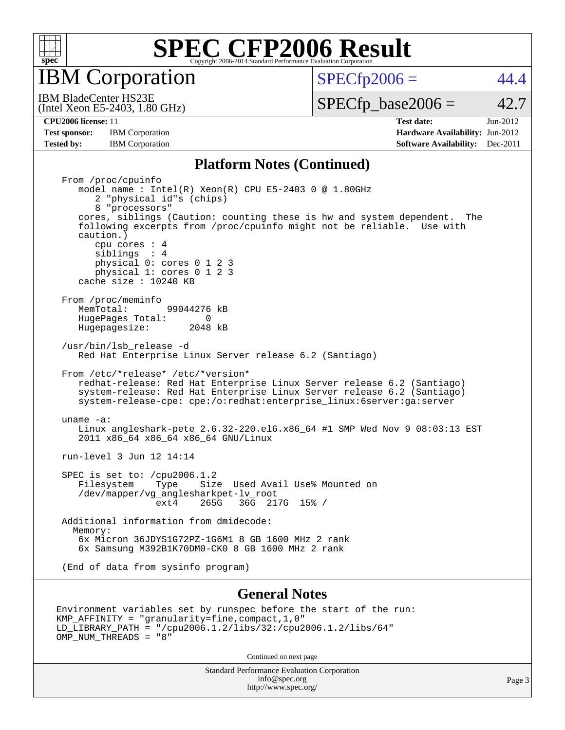# SPEC CFP2006 Result

Copyright 2006-2014 Standard Performance Evaluation Corporation

# IBM Corporation

IBM BladeCenter HS23E
(Intel Xeon E5-2403, 1.80 GHz)

SPECfp2006 = 44.4

SPECfp_base2006 = 42.7

| | | | |
|---|---|---|---|
| **CPU2006 license:** 11 | | **Test date:** | Jun-2012 |
| **Test sponsor:** | IBM Corporation | **Hardware Availability:** | Jun-2012 |
| **Tested by:** | IBM Corporation | **Software Availability:** | Dec-2011 |

## Platform Notes (Continued)

```
From /proc/cpuinfo
   model name : Intel(R) Xeon(R) CPU E5-2403 0 @ 1.80GHz
      2 "physical id"s (chips)
      8 "processors"
   cores, siblings (Caution: counting these is hw and system dependent.  The
   following excerpts from /proc/cpuinfo might not be reliable.  Use with
   caution.)
      cpu cores : 4
      siblings  : 4
      physical 0: cores 0 1 2 3
      physical 1: cores 0 1 2 3
   cache size : 10240 KB

From /proc/meminfo
   MemTotal:       99044276 kB
   HugePages_Total:       0
   Hugepagesize:       2048 kB

/usr/bin/lsb_release -d
   Red Hat Enterprise Linux Server release 6.2 (Santiago)

From /etc/*release* /etc/*version*
   redhat-release: Red Hat Enterprise Linux Server release 6.2 (Santiago)
   system-release: Red Hat Enterprise Linux Server release 6.2 (Santiago)
   system-release-cpe: cpe:/o:redhat:enterprise_linux:6server:ga:server

uname -a:
   Linux angleshark-pete 2.6.32-220.el6.x86_64 #1 SMP Wed Nov 9 08:03:13 EST
   2011 x86_64 x86_64 x86_64 GNU/Linux

run-level 3 Jun 12 14:14

SPEC is set to: /cpu2006.1.2
   Filesystem    Type    Size  Used Avail Use% Mounted on
   /dev/mapper/vg_anglesharkpet-lv_root
                 ext4    265G   36G  217G  15% /

Additional information from dmidecode:
  Memory:
   6x Micron 36JDYS1G72PZ-1G6M1 8 GB 1600 MHz 2 rank
   6x Samsung M392B1K70DM0-CK0 8 GB 1600 MHz 2 rank

(End of data from sysinfo program)
```

## General Notes

```
Environment variables set by runspec before the start of the run:
KMP_AFFINITY = "granularity=fine,compact,1,0"
LD_LIBRARY_PATH = "/cpu2006.1.2/libs/32:/cpu2006.1.2/libs/64"
OMP_NUM_THREADS = "8"
```

Continued on next page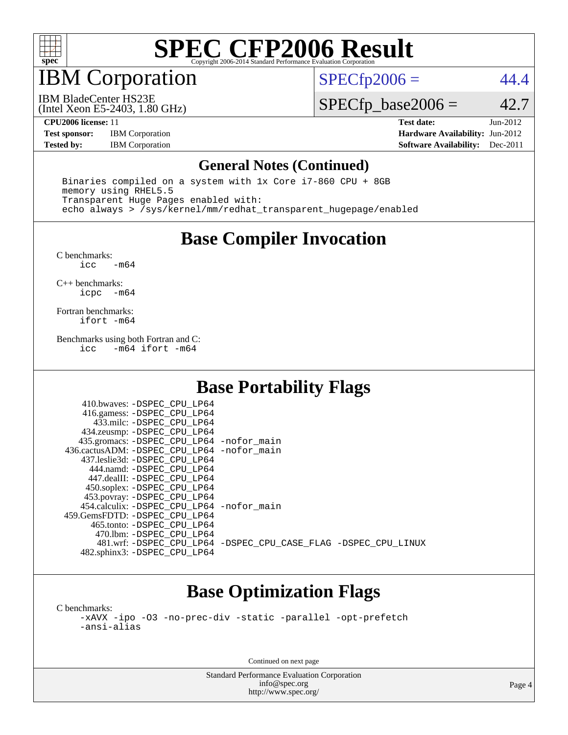# SPEC CFP2006 Result

Copyright 2006-2014 Standard Performance Evaluation Corporation

## IBM Corporation

IBM BladeCenter HS23E
(Intel Xeon E5-2403, 1.80 GHz)

SPECfp2006 = 44.4

SPECfp_base2006 = 42.7

| | | | |
|---|---|---|---|
| **CPU2006 license:** 11 | | **Test date:** | Jun-2012 |
| **Test sponsor:** | IBM Corporation | **Hardware Availability:** | Jun-2012 |
| **Tested by:** | IBM Corporation | **Software Availability:** | Dec-2011 |

### General Notes (Continued)

```
Binaries compiled on a system with 1x Core i7-860 CPU + 8GB
memory using RHEL5.5
Transparent Huge Pages enabled with:
echo always > /sys/kernel/mm/redhat_transparent_hugepage/enabled
```

### Base Compiler Invocation

C benchmarks:
```
icc   -m64
```

C++ benchmarks:
```
icpc  -m64
```

Fortran benchmarks:
```
ifort -m64
```

Benchmarks using both Fortran and C:
```
icc   -m64 ifort -m64
```

### Base Portability Flags

```
     410.bwaves: -DSPEC_CPU_LP64
     416.gamess: -DSPEC_CPU_LP64
       433.milc: -DSPEC_CPU_LP64
     434.zeusmp: -DSPEC_CPU_LP64
    435.gromacs: -DSPEC_CPU_LP64 -nofor_main
 436.cactusADM: -DSPEC_CPU_LP64 -nofor_main
   437.leslie3d: -DSPEC_CPU_LP64
       444.namd: -DSPEC_CPU_LP64
     447.dealII: -DSPEC_CPU_LP64
     450.soplex: -DSPEC_CPU_LP64
     453.povray: -DSPEC_CPU_LP64
   454.calculix: -DSPEC_CPU_LP64 -nofor_main
  459.GemsFDTD: -DSPEC_CPU_LP64
      465.tonto: -DSPEC_CPU_LP64
        470.lbm: -DSPEC_CPU_LP64
        481.wrf: -DSPEC_CPU_LP64 -DSPEC_CPU_CASE_FLAG -DSPEC_CPU_LINUX
    482.sphinx3: -DSPEC_CPU_LP64
```

### Base Optimization Flags

C benchmarks:
```
-xAVX -ipo -O3 -no-prec-div -static -parallel -opt-prefetch
-ansi-alias
```

Continued on next page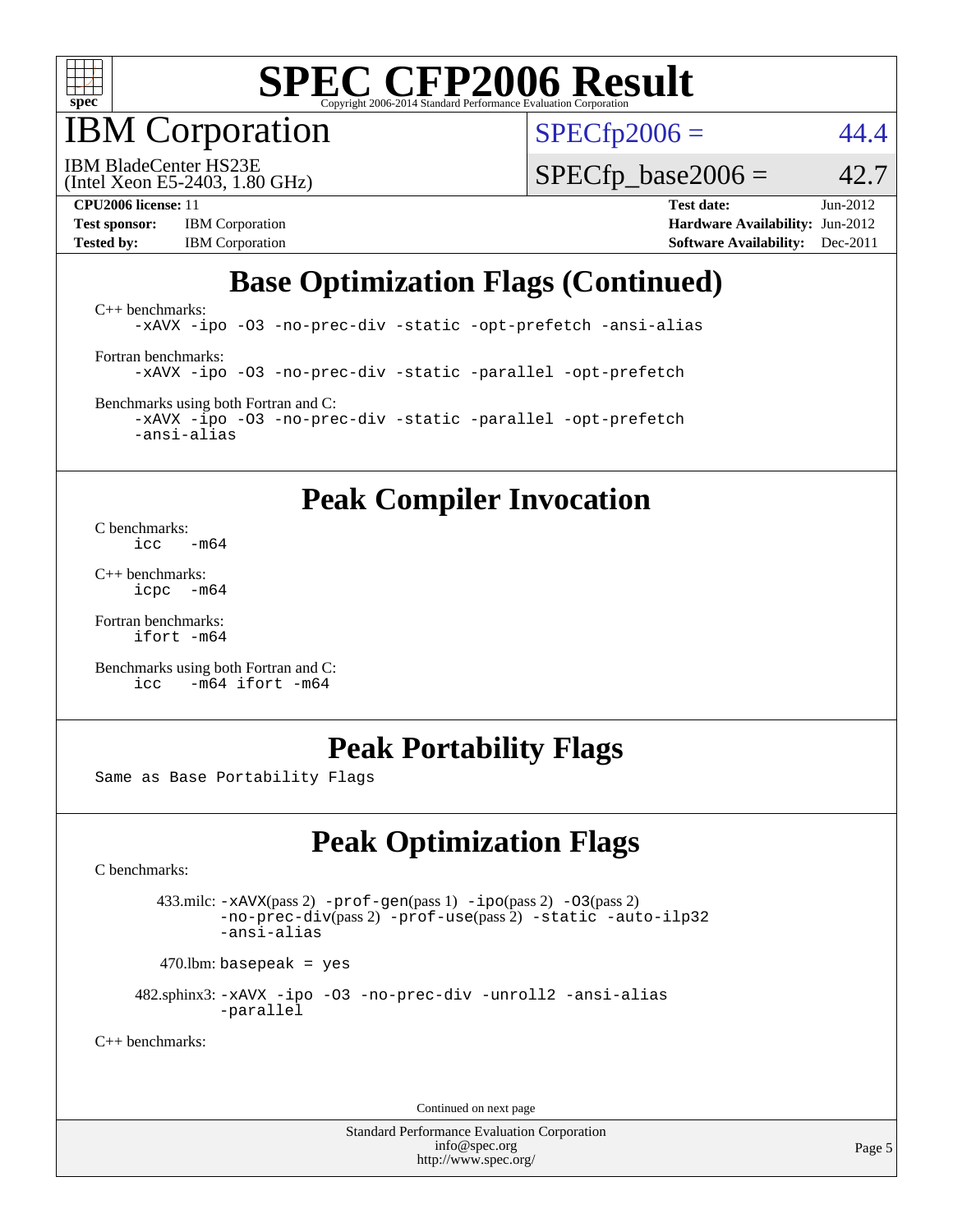# SPEC CFP2006 Result

Copyright 2006-2014 Standard Performance Evaluation Corporation

## IBM Corporation

IBM BladeCenter HS23E
(Intel Xeon E5-2403, 1.80 GHz)

SPECfp2006 = 44.4

SPECfp_base2006 = 42.7

**CPU2006 license:** 11
**Test sponsor:** IBM Corporation
**Tested by:** IBM Corporation

**Test date:** Jun-2012
**Hardware Availability:** Jun-2012
**Software Availability:** Dec-2011

## Base Optimization Flags (Continued)

C++ benchmarks:
```
-xAVX -ipo -O3 -no-prec-div -static -opt-prefetch -ansi-alias
```

Fortran benchmarks:
```
-xAVX -ipo -O3 -no-prec-div -static -parallel -opt-prefetch
```

Benchmarks using both Fortran and C:
```
-xAVX -ipo -O3 -no-prec-div -static -parallel -opt-prefetch
-ansi-alias
```

## Peak Compiler Invocation

C benchmarks:
```
icc   -m64
```

C++ benchmarks:
```
icpc  -m64
```

Fortran benchmarks:
```
ifort -m64
```

Benchmarks using both Fortran and C:
```
icc   -m64 ifort -m64
```

## Peak Portability Flags

Same as Base Portability Flags

## Peak Optimization Flags

C benchmarks:

433.milc: -xAVX(pass 2) -prof-gen(pass 1) -ipo(pass 2) -O3(pass 2) -no-prec-div(pass 2) -prof-use(pass 2) -static -auto-ilp32 -ansi-alias

470.lbm: basepeak = yes

482.sphinx3: -xAVX -ipo -O3 -no-prec-div -unroll2 -ansi-alias -parallel

C++ benchmarks:

Continued on next page

Standard Performance Evaluation Corporation
info@spec.org
http://www.spec.org/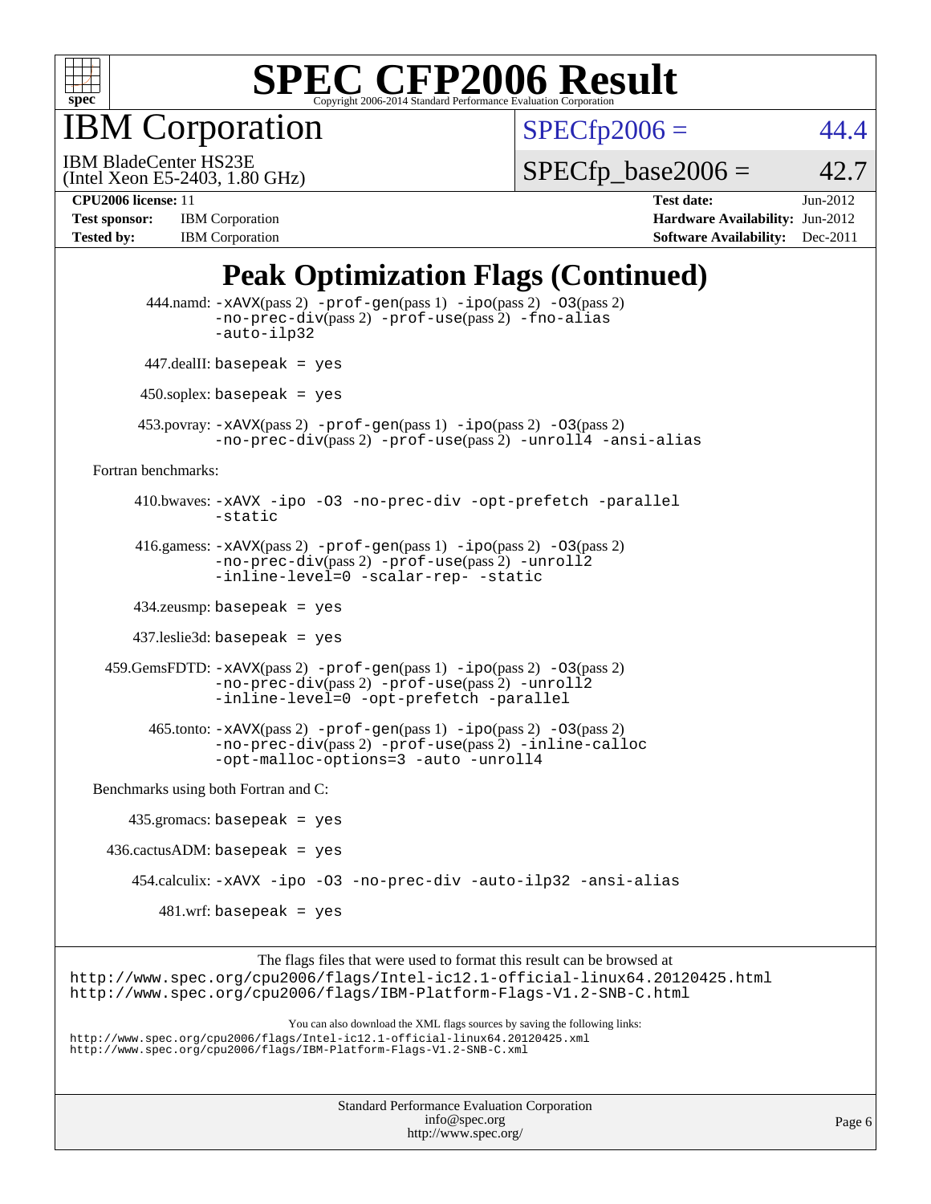IBM Corporation

IBM BladeCenter HS23E
(Intel Xeon E5-2403, 1.80 GHz)

SPECfp2006 = 44.4

SPECfp_base2006 = 42.7

**CPU2006 license:** 11
**Test sponsor:** IBM Corporation
**Tested by:** IBM Corporation

**Test date:** Jun-2012
**Hardware Availability:** Jun-2012
**Software Availability:** Dec-2011

## Peak Optimization Flags (Continued)

444.namd: -xAVX(pass 2) -prof-gen(pass 1) -ipo(pass 2) -O3(pass 2) -no-prec-div(pass 2) -prof-use(pass 2) -fno-alias -auto-ilp32

447.dealII: basepeak = yes

450.soplex: basepeak = yes

453.povray: -xAVX(pass 2) -prof-gen(pass 1) -ipo(pass 2) -O3(pass 2) -no-prec-div(pass 2) -prof-use(pass 2) -unroll4 -ansi-alias

Fortran benchmarks:

410.bwaves: -xAVX -ipo -O3 -no-prec-div -opt-prefetch -parallel -static

416.gamess: -xAVX(pass 2) -prof-gen(pass 1) -ipo(pass 2) -O3(pass 2) -no-prec-div(pass 2) -prof-use(pass 2) -unroll2 -inline-level=0 -scalar-rep- -static

434.zeusmp: basepeak = yes

437.leslie3d: basepeak = yes

459.GemsFDTD: -xAVX(pass 2) -prof-gen(pass 1) -ipo(pass 2) -O3(pass 2) -no-prec-div(pass 2) -prof-use(pass 2) -unroll2 -inline-level=0 -opt-prefetch -parallel

465.tonto: -xAVX(pass 2) -prof-gen(pass 1) -ipo(pass 2) -O3(pass 2) -no-prec-div(pass 2) -prof-use(pass 2) -inline-calloc -opt-malloc-options=3 -auto -unroll4

Benchmarks using both Fortran and C:

435.gromacs: basepeak = yes

436.cactusADM: basepeak = yes

454.calculix: -xAVX -ipo -O3 -no-prec-div -auto-ilp32 -ansi-alias

481.wrf: basepeak = yes

The flags files that were used to format this result can be browsed at
http://www.spec.org/cpu2006/flags/Intel-ic12.1-official-linux64.20120425.html
http://www.spec.org/cpu2006/flags/IBM-Platform-Flags-V1.2-SNB-C.html

You can also download the XML flags sources by saving the following links:
http://www.spec.org/cpu2006/flags/Intel-ic12.1-official-linux64.20120425.xml
http://www.spec.org/cpu2006/flags/IBM-Platform-Flags-V1.2-SNB-C.xml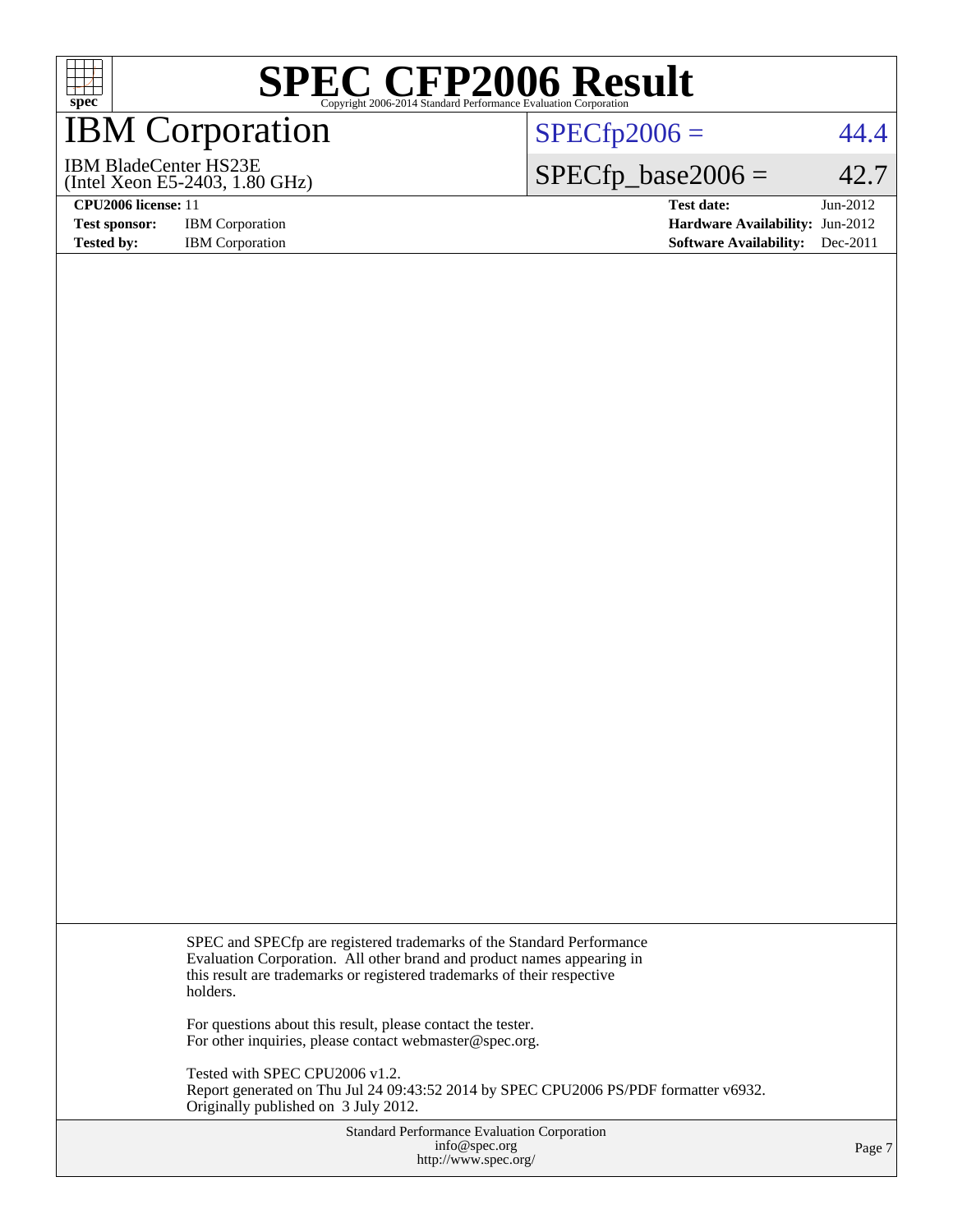# SPEC CFP2006 Result

Copyright 2006-2014 Standard Performance Evaluation Corporation

## IBM Corporation

IBM BladeCenter HS23E
(Intel Xeon E5-2403, 1.80 GHz)

SPECfp2006 = 44.4

SPECfp_base2006 = 42.7

| | | | |
|---|---|---|---|
| **CPU2006 license:** | 11 | **Test date:** | Jun-2012 |
| **Test sponsor:** | IBM Corporation | **Hardware Availability:** | Jun-2012 |
| **Tested by:** | IBM Corporation | **Software Availability:** | Dec-2011 |

SPEC and SPECfp are registered trademarks of the Standard Performance Evaluation Corporation. All other brand and product names appearing in this result are trademarks or registered trademarks of their respective holders.

For questions about this result, please contact the tester.
For other inquiries, please contact webmaster@spec.org.

Tested with SPEC CPU2006 v1.2.
Report generated on Thu Jul 24 09:43:52 2014 by SPEC CPU2006 PS/PDF formatter v6932.
Originally published on 3 July 2012.

Standard Performance Evaluation Corporation
info@spec.org
http://www.spec.org/